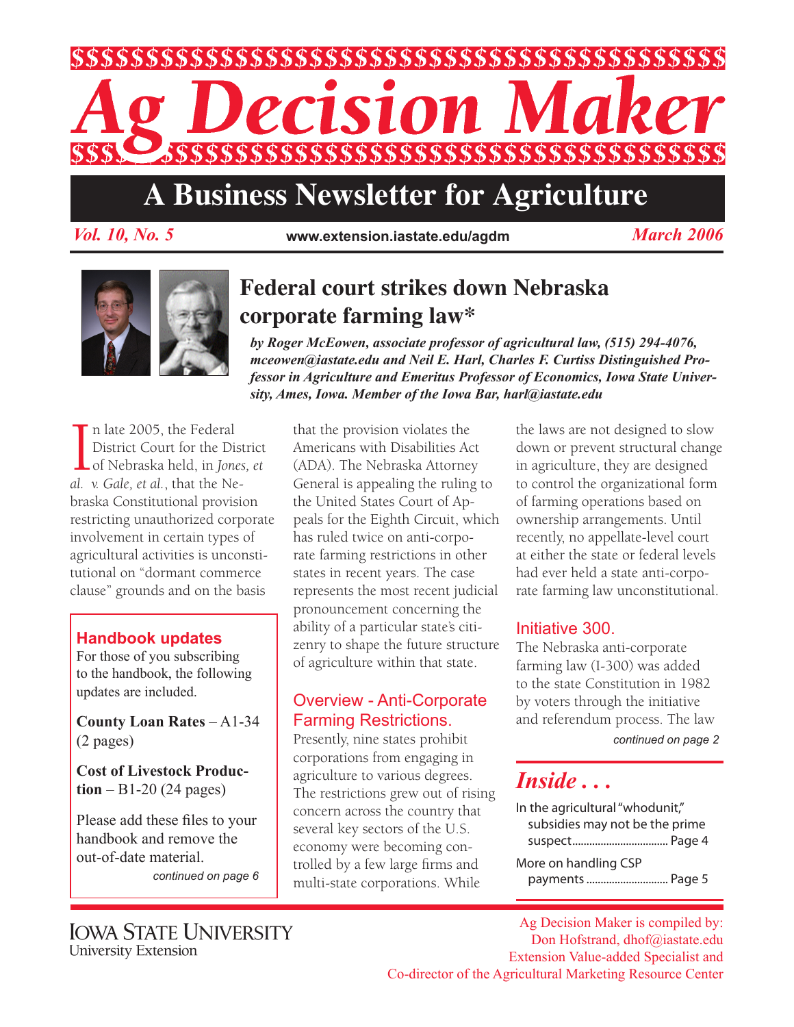# Ag Decision Maker

## A Business Newsletter for Agriculture

*Vol. 10, No. 5* | www.extension.iastate.edu/agdm | *March 2006*

# Federal court strikes down Nebraska corporate farming law*

***by Roger McEowen, associate professor of agricultural law, (515) 294-4076, mceowen@iastate.edu and Neil E. Harl, Charles F. Curtiss Distinguished Professor in Agriculture and Emeritus Professor of Economics, Iowa State University, Ames, Iowa. Member of the Iowa Bar, harl@iastate.edu***

In late 2005, the Federal District Court for the District of Nebraska held, in *Jones, et al. v. Gale, et al.*, that the Nebraska Constitutional provision restricting unauthorized corporate involvement in certain types of agricultural activities is unconstitutional on "dormant commerce clause" grounds and on the basis that the provision violates the Americans with Disabilities Act (ADA). The Nebraska Attorney General is appealing the ruling to the United States Court of Appeals for the Eighth Circuit, which has ruled twice on anti-corporate farming restrictions in other states in recent years. The case represents the most recent judicial pronouncement concerning the ability of a particular state's citizenry to shape the future structure of agriculture within that state.

## Overview - Anti-Corporate Farming Restrictions.

Presently, nine states prohibit corporations from engaging in agriculture to various degrees. The restrictions grew out of rising concern across the country that several key sectors of the U.S. economy were becoming controlled by a few large firms and multi-state corporations. While the laws are not designed to slow down or prevent structural change in agriculture, they are designed to control the organizational form of farming operations based on ownership arrangements. Until recently, no appellate-level court at either the state or federal levels had ever held a state anti-corporate farming law unconstitutional.

## Initiative 300.

The Nebraska anti-corporate farming law (I-300) was added to the state Constitution in 1982 by voters through the initiative and referendum process. The law

*continued on page 2*

### Handbook updates

For those of you subscribing to the handbook, the following updates are included.

**County Loan Rates** – A1-34 (2 pages)

**Cost of Livestock Production** – B1-20 (24 pages)

Please add these files to your handbook and remove the out-of-date material.

*continued on page 6*

### *Inside . . .*

In the agricultural "whodunit," subsidies may not be the prime suspect .................................. Page 4

More on handling CSP payments ............................. Page 5

IOWA STATE UNIVERSITY
University Extension

Ag Decision Maker is compiled by:
Don Hofstrand, dhof@iastate.edu
Extension Value-added Specialist and
Co-director of the Agricultural Marketing Resource Center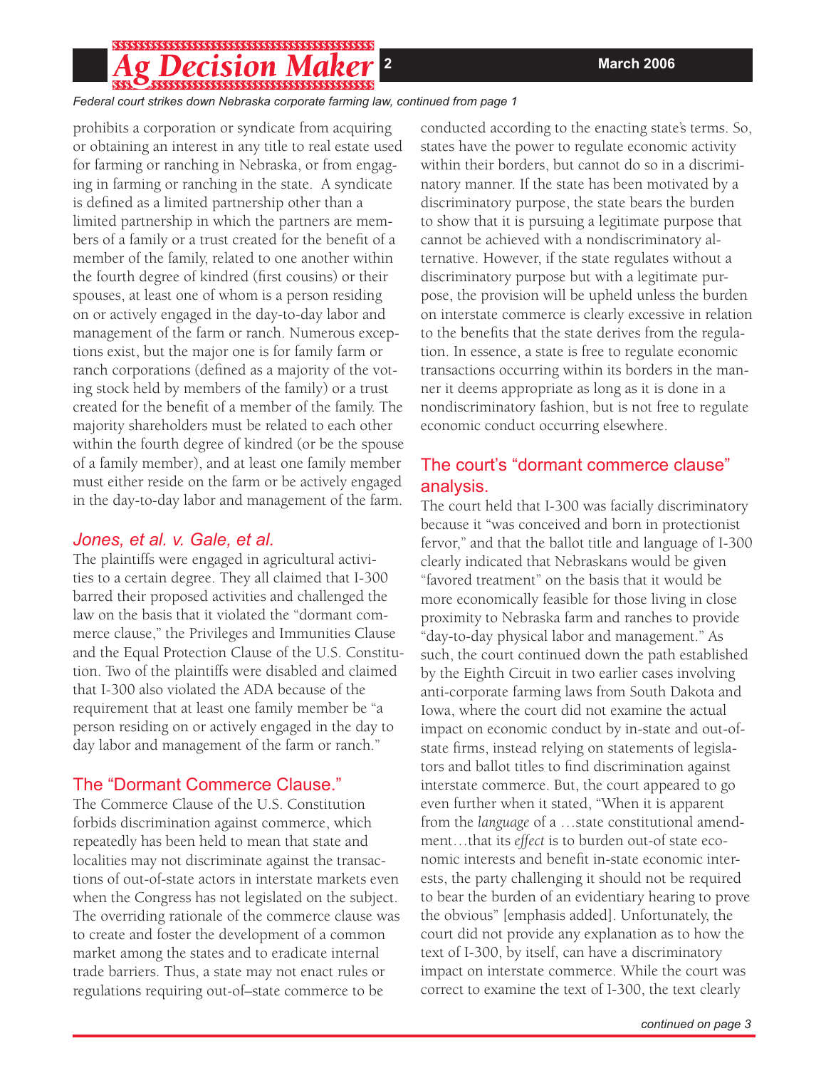*Federal court strikes down Nebraska corporate farming law, continued from page 1*

prohibits a corporation or syndicate from acquiring or obtaining an interest in any title to real estate used for farming or ranching in Nebraska, or from engaging in farming or ranching in the state. A syndicate is defined as a limited partnership other than a limited partnership in which the partners are members of a family or a trust created for the benefit of a member of the family, related to one another within the fourth degree of kindred (first cousins) or their spouses, at least one of whom is a person residing on or actively engaged in the day-to-day labor and management of the farm or ranch. Numerous exceptions exist, but the major one is for family farm or ranch corporations (defined as a majority of the voting stock held by members of the family) or a trust created for the benefit of a member of the family. The majority shareholders must be related to each other within the fourth degree of kindred (or be the spouse of a family member), and at least one family member must either reside on the farm or be actively engaged in the day-to-day labor and management of the farm.

## *Jones, et al. v. Gale, et al.*

The plaintiffs were engaged in agricultural activities to a certain degree. They all claimed that I-300 barred their proposed activities and challenged the law on the basis that it violated the "dormant commerce clause," the Privileges and Immunities Clause and the Equal Protection Clause of the U.S. Constitution. Two of the plaintiffs were disabled and claimed that I-300 also violated the ADA because of the requirement that at least one family member be "a person residing on or actively engaged in the day to day labor and management of the farm or ranch."

## The "Dormant Commerce Clause."

The Commerce Clause of the U.S. Constitution forbids discrimination against commerce, which repeatedly has been held to mean that state and localities may not discriminate against the transactions of out-of-state actors in interstate markets even when the Congress has not legislated on the subject. The overriding rationale of the commerce clause was to create and foster the development of a common market among the states and to eradicate internal trade barriers. Thus, a state may not enact rules or regulations requiring out-of–state commerce to be conducted according to the enacting state's terms. So, states have the power to regulate economic activity within their borders, but cannot do so in a discriminatory manner. If the state has been motivated by a discriminatory purpose, the state bears the burden to show that it is pursuing a legitimate purpose that cannot be achieved with a nondiscriminatory alternative. However, if the state regulates without a discriminatory purpose but with a legitimate purpose, the provision will be upheld unless the burden on interstate commerce is clearly excessive in relation to the benefits that the state derives from the regulation. In essence, a state is free to regulate economic transactions occurring within its borders in the manner it deems appropriate as long as it is done in a nondiscriminatory fashion, but is not free to regulate economic conduct occurring elsewhere.

## The court's "dormant commerce clause" analysis.

The court held that I-300 was facially discriminatory because it "was conceived and born in protectionist fervor," and that the ballot title and language of I-300 clearly indicated that Nebraskans would be given "favored treatment" on the basis that it would be more economically feasible for those living in close proximity to Nebraska farm and ranches to provide "day-to-day physical labor and management." As such, the court continued down the path established by the Eighth Circuit in two earlier cases involving anti-corporate farming laws from South Dakota and Iowa, where the court did not examine the actual impact on economic conduct by in-state and out-of-state firms, instead relying on statements of legislators and ballot titles to find discrimination against interstate commerce. But, the court appeared to go even further when it stated, "When it is apparent from the *language* of a …state constitutional amendment…that its *effect* is to burden out-of state economic interests and benefit in-state economic interests, the party challenging it should not be required to bear the burden of an evidentiary hearing to prove the obvious" [emphasis added]. Unfortunately, the court did not provide any explanation as to how the text of I-300, by itself, can have a discriminatory impact on interstate commerce. While the court was correct to examine the text of I-300, the text clearly

*continued on page 3*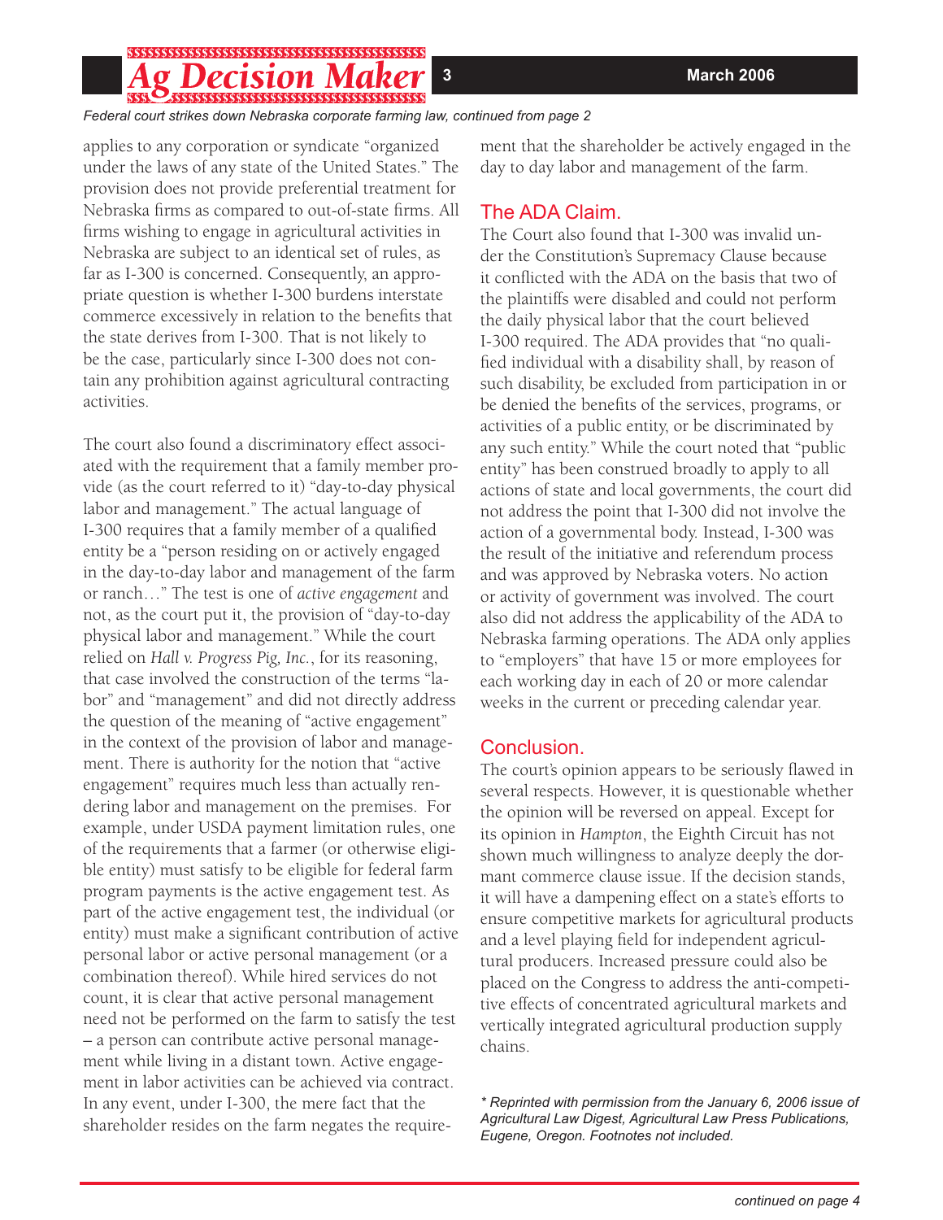*Federal court strikes down Nebraska corporate farming law, continued from page 2*

applies to any corporation or syndicate "organized under the laws of any state of the United States." The provision does not provide preferential treatment for Nebraska firms as compared to out-of-state firms. All firms wishing to engage in agricultural activities in Nebraska are subject to an identical set of rules, as far as I-300 is concerned. Consequently, an appropriate question is whether I-300 burdens interstate commerce excessively in relation to the benefits that the state derives from I-300. That is not likely to be the case, particularly since I-300 does not contain any prohibition against agricultural contracting activities.

The court also found a discriminatory effect associated with the requirement that a family member provide (as the court referred to it) "day-to-day physical labor and management." The actual language of I-300 requires that a family member of a qualified entity be a "person residing on or actively engaged in the day-to-day labor and management of the farm or ranch…" The test is one of *active engagement* and not, as the court put it, the provision of "day-to-day physical labor and management." While the court relied on *Hall v. Progress Pig, Inc.*, for its reasoning, that case involved the construction of the terms "labor" and "management" and did not directly address the question of the meaning of "active engagement" in the context of the provision of labor and management. There is authority for the notion that "active engagement" requires much less than actually rendering labor and management on the premises. For example, under USDA payment limitation rules, one of the requirements that a farmer (or otherwise eligible entity) must satisfy to be eligible for federal farm program payments is the active engagement test. As part of the active engagement test, the individual (or entity) must make a significant contribution of active personal labor or active personal management (or a combination thereof). While hired services do not count, it is clear that active personal management need not be performed on the farm to satisfy the test – a person can contribute active personal management while living in a distant town. Active engagement in labor activities can be achieved via contract. In any event, under I-300, the mere fact that the shareholder resides on the farm negates the requirement that the shareholder be actively engaged in the day to day labor and management of the farm.

## The ADA Claim.

The Court also found that I-300 was invalid under the Constitution's Supremacy Clause because it conflicted with the ADA on the basis that two of the plaintiffs were disabled and could not perform the daily physical labor that the court believed I-300 required. The ADA provides that "no qualified individual with a disability shall, by reason of such disability, be excluded from participation in or be denied the benefits of the services, programs, or activities of a public entity, or be discriminated by any such entity." While the court noted that "public entity" has been construed broadly to apply to all actions of state and local governments, the court did not address the point that I-300 did not involve the action of a governmental body. Instead, I-300 was the result of the initiative and referendum process and was approved by Nebraska voters. No action or activity of government was involved. The court also did not address the applicability of the ADA to Nebraska farming operations. The ADA only applies to "employers" that have 15 or more employees for each working day in each of 20 or more calendar weeks in the current or preceding calendar year.

## Conclusion.

The court's opinion appears to be seriously flawed in several respects. However, it is questionable whether the opinion will be reversed on appeal. Except for its opinion in *Hampton*, the Eighth Circuit has not shown much willingness to analyze deeply the dormant commerce clause issue. If the decision stands, it will have a dampening effect on a state's efforts to ensure competitive markets for agricultural products and a level playing field for independent agricultural producers. Increased pressure could also be placed on the Congress to address the anti-competitive effects of concentrated agricultural markets and vertically integrated agricultural production supply chains.

*\* Reprinted with permission from the January 6, 2006 issue of Agricultural Law Digest, Agricultural Law Press Publications, Eugene, Oregon. Footnotes not included.*

*continued on page 4*